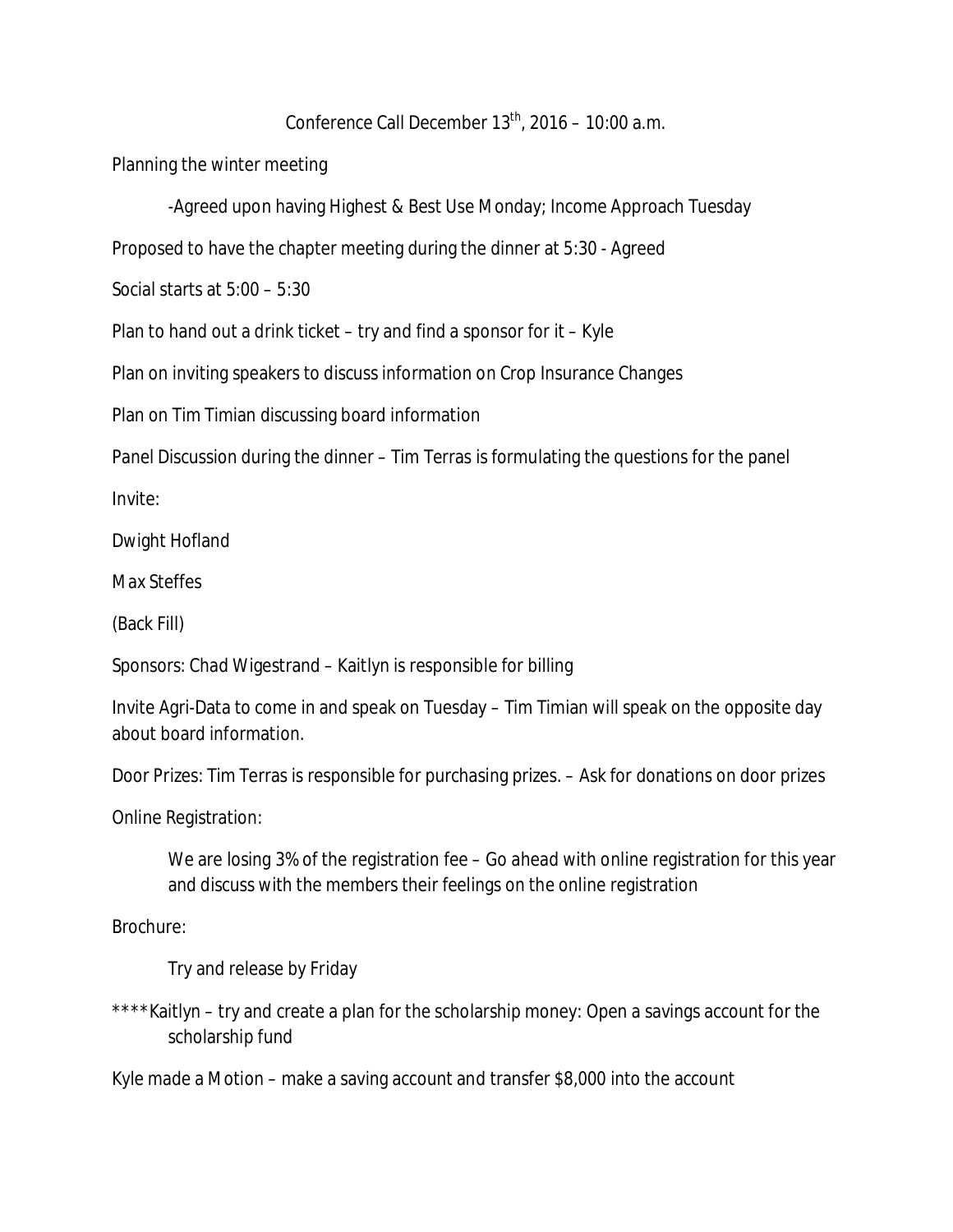# Conference Call December 13th, 2016 – 10:00 a.m.

Planning the winter meeting

> -Agreed upon having Highest & Best Use Monday; Income Approach Tuesday

Proposed to have the chapter meeting during the dinner at 5:30 - Agreed

Social starts at 5:00 – 5:30

Plan to hand out a drink ticket – try and find a sponsor for it – Kyle

Plan on inviting speakers to discuss information on Crop Insurance Changes

Plan on Tim Timian discussing board information

Panel Discussion during the dinner – Tim Terras is formulating the questions for the panel

Invite:

Dwight Hofland

Max Steffes

(Back Fill)

Sponsors: Chad Wigestrand – Kaitlyn is responsible for billing

Invite Agri-Data to come in and speak on Tuesday – Tim Timian will speak on the opposite day about board information.

Door Prizes: Tim Terras is responsible for purchasing prizes. – Ask for donations on door prizes

Online Registration:

> We are losing 3% of the registration fee – Go ahead with online registration for this year and discuss with the members their feelings on the online registration

Brochure:

> Try and release by Friday

****Kaitlyn – try and create a plan for the scholarship money: Open a savings account for the scholarship fund

Kyle made a Motion – make a saving account and transfer $8,000 into the account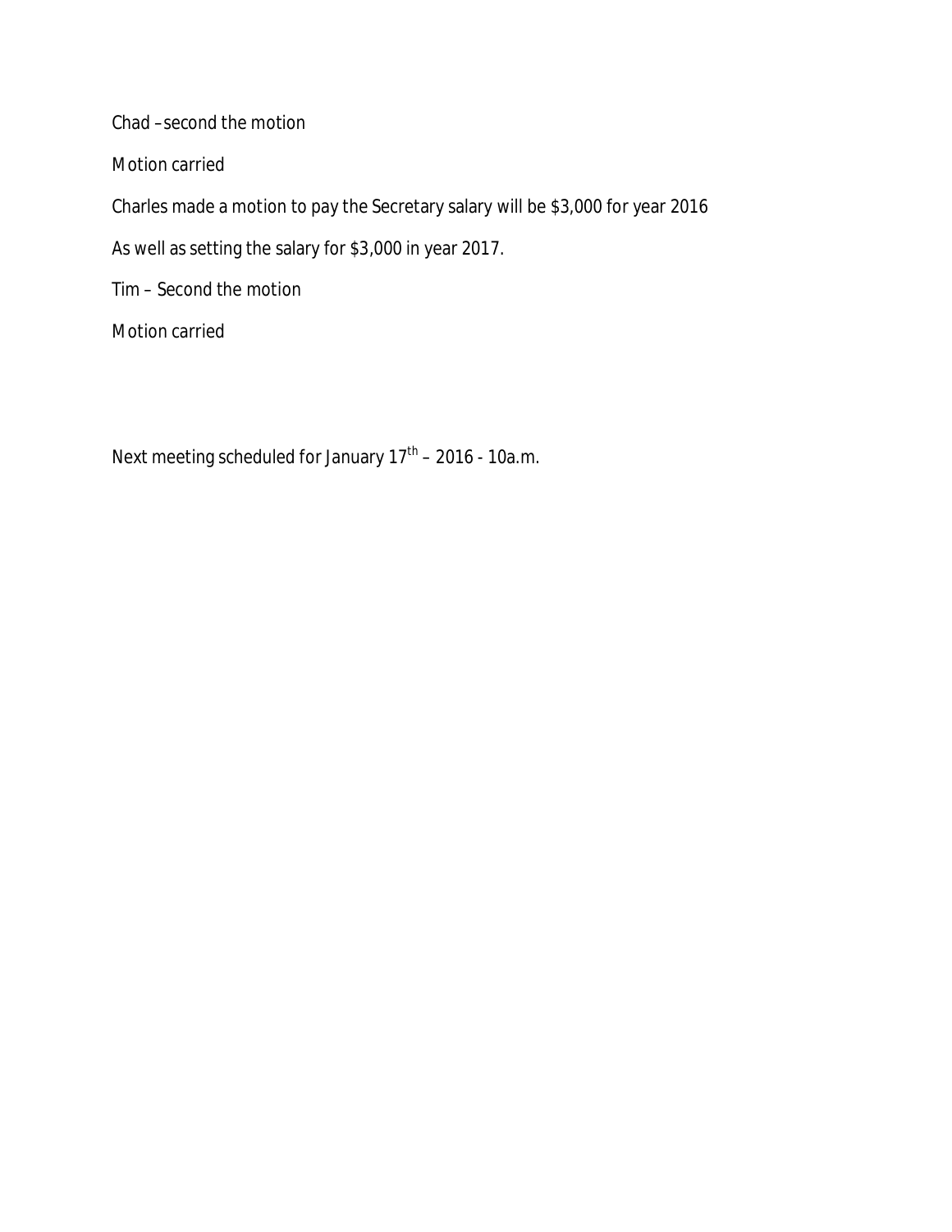Chad –second the motion

Motion carried

Charles made a motion to pay the Secretary salary will be $3,000 for year 2016

As well as setting the salary for $3,000 in year 2017.

Tim – Second the motion

Motion carried

Next meeting scheduled for January 17th – 2016 - 10a.m.